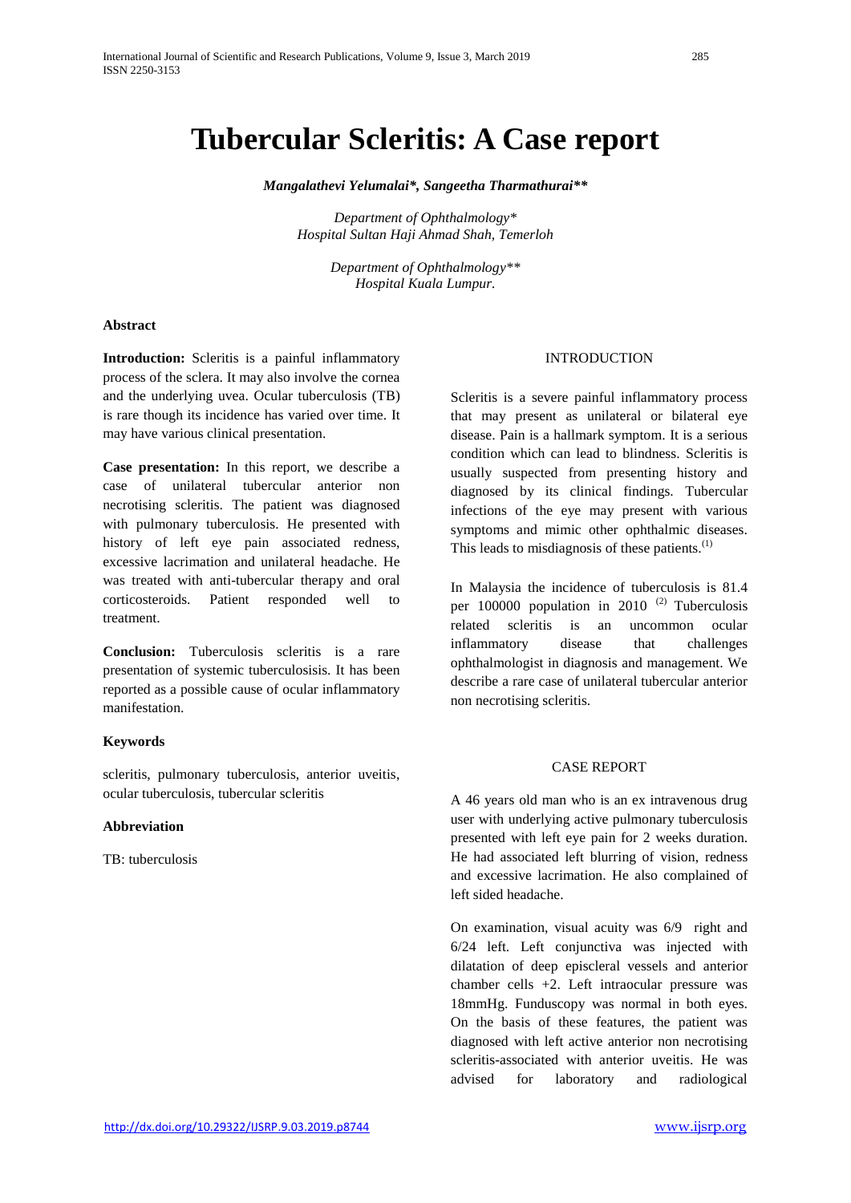# Tubercular Scleritis: A Case report

***Mangalathevi Yelumalai\*, Sangeetha Tharmathurai\*\****

*Department of Ophthalmology\**
*Hospital Sultan Haji Ahmad Shah, Temerloh*

*Department of Ophthalmology\*\**
*Hospital Kuala Lumpur.*

**Abstract**

**Introduction:** Scleritis is a painful inflammatory process of the sclera. It may also involve the cornea and the underlying uvea. Ocular tuberculosis (TB) is rare though its incidence has varied over time. It may have various clinical presentation.

**Case presentation:** In this report, we describe a case of unilateral tubercular anterior non necrotising scleritis. The patient was diagnosed with pulmonary tuberculosis. He presented with history of left eye pain associated redness, excessive lacrimation and unilateral headache. He was treated with anti-tubercular therapy and oral corticosteroids. Patient responded well to treatment.

**Conclusion:** Tuberculosis scleritis is a rare presentation of systemic tuberculosisis. It has been reported as a possible cause of ocular inflammatory manifestation.

**Keywords**

scleritis, pulmonary tuberculosis, anterior uveitis, ocular tuberculosis, tubercular scleritis

**Abbreviation**

TB: tuberculosis

## INTRODUCTION

Scleritis is a severe painful inflammatory process that may present as unilateral or bilateral eye disease. Pain is a hallmark symptom. It is a serious condition which can lead to blindness. Scleritis is usually suspected from presenting history and diagnosed by its clinical findings. Tubercular infections of the eye may present with various symptoms and mimic other ophthalmic diseases. This leads to misdiagnosis of these patients.[(1)]

In Malaysia the incidence of tuberculosis is 81.4 per 100000 population in 2010 [(2)] Tuberculosis related scleritis is an uncommon ocular inflammatory disease that challenges ophthalmologist in diagnosis and management. We describe a rare case of unilateral tubercular anterior non necrotising scleritis.

## CASE REPORT

A 46 years old man who is an ex intravenous drug user with underlying active pulmonary tuberculosis presented with left eye pain for 2 weeks duration. He had associated left blurring of vision, redness and excessive lacrimation. He also complained of left sided headache.

On examination, visual acuity was 6/9 right and 6/24 left. Left conjunctiva was injected with dilatation of deep episcleral vessels and anterior chamber cells +2. Left intraocular pressure was 18mmHg. Funduscopy was normal in both eyes. On the basis of these features, the patient was diagnosed with left active anterior non necrotising scleritis-associated with anterior uveitis. He was advised for laboratory and radiological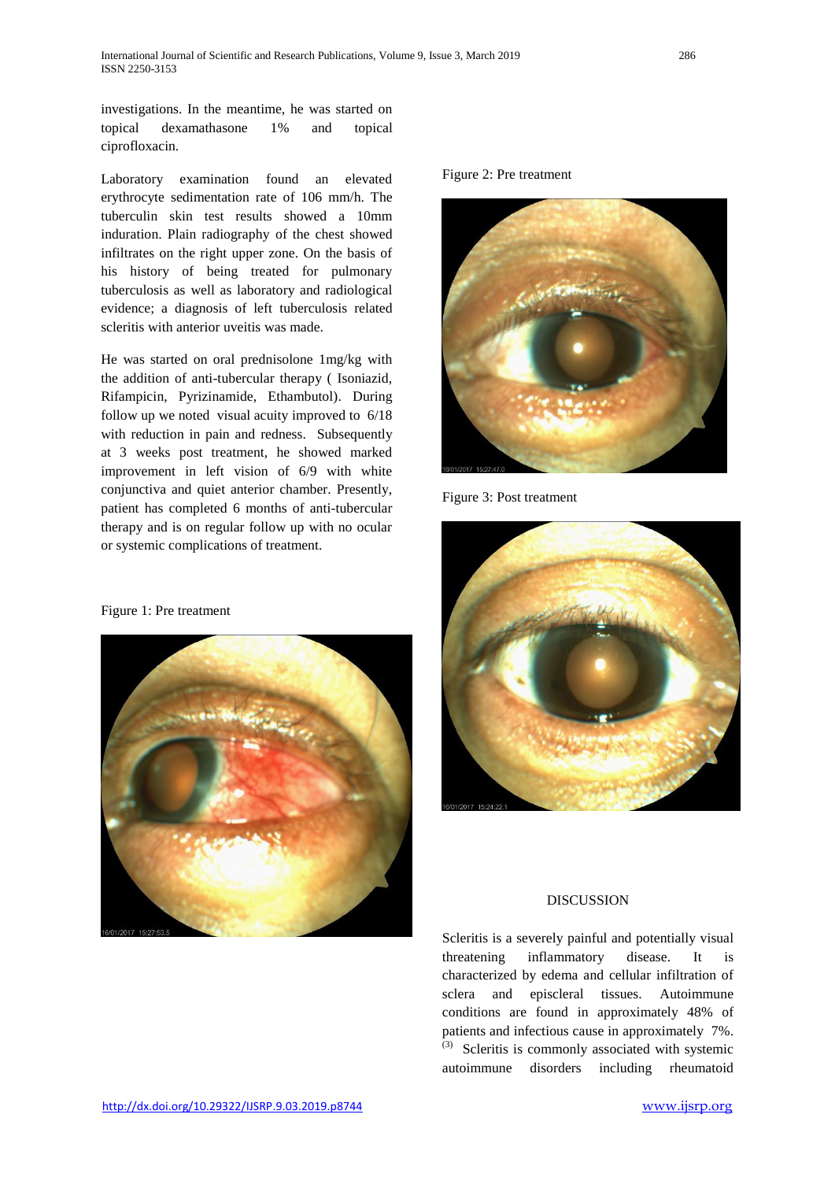investigations. In the meantime, he was started on topical dexamathasone 1% and topical ciprofloxacin.

Laboratory examination found an elevated erythrocyte sedimentation rate of 106 mm/h. The tuberculin skin test results showed a 10mm induration. Plain radiography of the chest showed infiltrates on the right upper zone. On the basis of his history of being treated for pulmonary tuberculosis as well as laboratory and radiological evidence; a diagnosis of left tuberculosis related scleritis with anterior uveitis was made.

He was started on oral prednisolone 1mg/kg with the addition of anti-tubercular therapy ( Isoniazid, Rifampicin, Pyrizinamide, Ethambutol). During follow up we noted visual acuity improved to 6/18 with reduction in pain and redness. Subsequently at 3 weeks post treatment, he showed marked improvement in left vision of 6/9 with white conjunctiva and quiet anterior chamber. Presently, patient has completed 6 months of anti-tubercular therapy and is on regular follow up with no ocular or systemic complications of treatment.

Figure 1: Pre treatment

Figure 2: Pre treatment

Figure 3: Post treatment

## DISCUSSION

Scleritis is a severely painful and potentially visual threatening inflammatory disease. It is characterized by edema and cellular infiltration of sclera and episcleral tissues. Autoimmune conditions are found in approximately 48% of patients and infectious cause in approximately 7%. [3] Scleritis is commonly associated with systemic autoimmune disorders including rheumatoid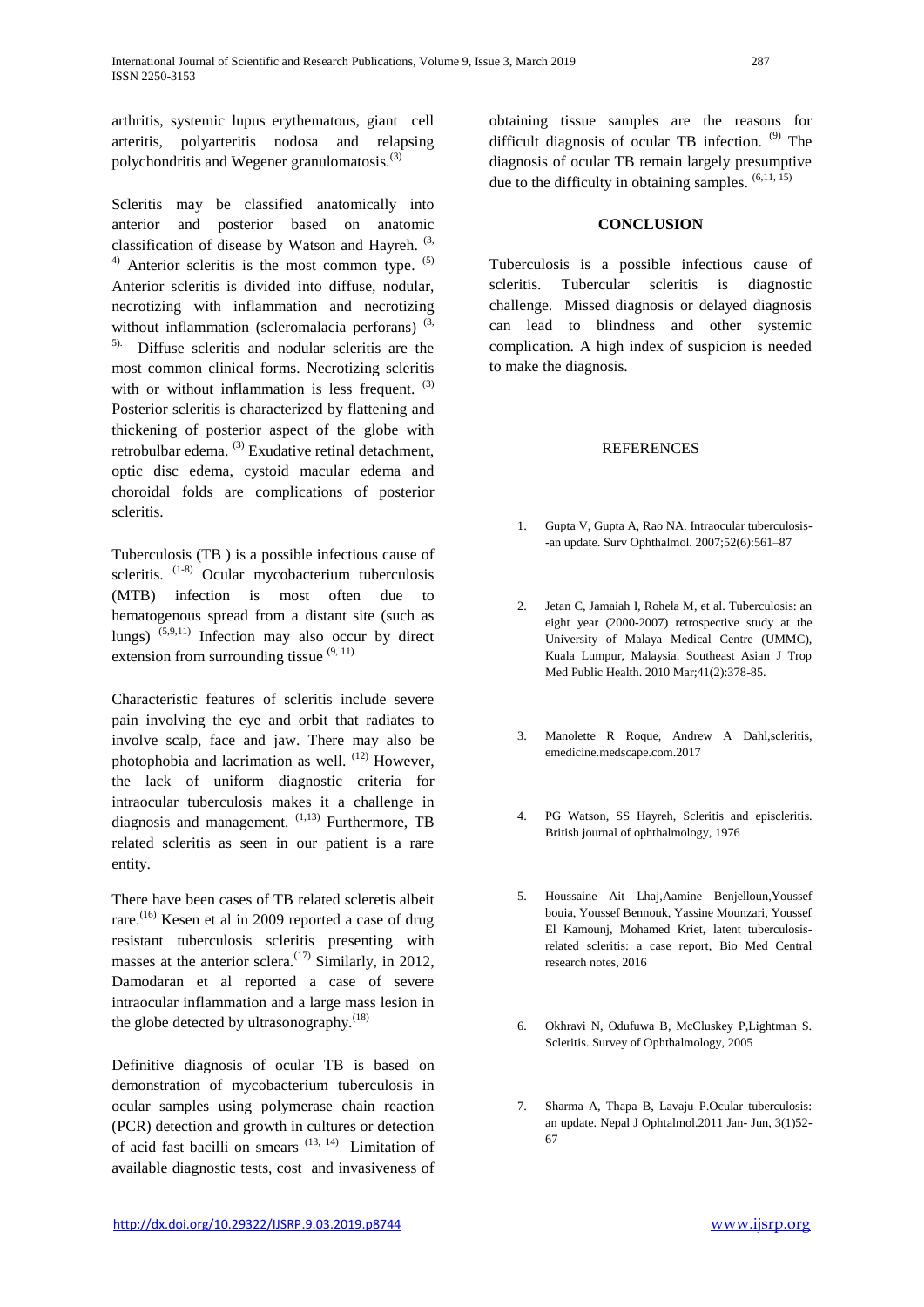arthritis, systemic lupus erythematous, giant cell arteritis, polyarteritis nodosa and relapsing polychondritis and Wegener granulomatosis.[3]

Scleritis may be classified anatomically into anterior and posterior based on anatomic classification of disease by Watson and Hayreh. [3, 4] Anterior scleritis is the most common type. [5] Anterior scleritis is divided into diffuse, nodular, necrotizing with inflammation and necrotizing without inflammation (scleromalacia perforans) [3, 5]. Diffuse scleritis and nodular scleritis are the most common clinical forms. Necrotizing scleritis with or without inflammation is less frequent. [3] Posterior scleritis is characterized by flattening and thickening of posterior aspect of the globe with retrobulbar edema. [3] Exudative retinal detachment, optic disc edema, cystoid macular edema and choroidal folds are complications of posterior scleritis.

Tuberculosis (TB ) is a possible infectious cause of scleritis. [1-8] Ocular mycobacterium tuberculosis (MTB) infection is most often due to hematogenous spread from a distant site (such as lungs) [5,9,11] Infection may also occur by direct extension from surrounding tissue [9, 11].

Characteristic features of scleritis include severe pain involving the eye and orbit that radiates to involve scalp, face and jaw. There may also be photophobia and lacrimation as well. [12] However, the lack of uniform diagnostic criteria for intraocular tuberculosis makes it a challenge in diagnosis and management. [1,13] Furthermore, TB related scleritis as seen in our patient is a rare entity.

There have been cases of TB related scleretis albeit rare.[16] Kesen et al in 2009 reported a case of drug resistant tuberculosis scleritis presenting with masses at the anterior sclera.[17] Similarly, in 2012, Damodaran et al reported a case of severe intraocular inflammation and a large mass lesion in the globe detected by ultrasonography.[18]

Definitive diagnosis of ocular TB is based on demonstration of mycobacterium tuberculosis in ocular samples using polymerase chain reaction (PCR) detection and growth in cultures or detection of acid fast bacilli on smears [13, 14] Limitation of available diagnostic tests, cost and invasiveness of obtaining tissue samples are the reasons for difficult diagnosis of ocular TB infection. [9] The diagnosis of ocular TB remain largely presumptive due to the difficulty in obtaining samples. [6,11, 15]

## CONCLUSION

Tuberculosis is a possible infectious cause of scleritis. Tubercular scleritis is diagnostic challenge. Missed diagnosis or delayed diagnosis can lead to blindness and other systemic complication. A high index of suspicion is needed to make the diagnosis.

## REFERENCES

1. Gupta V, Gupta A, Rao NA. Intraocular tuberculosis--an update. Surv Ophthalmol. 2007;52(6):561–87
2. Jetan C, Jamaiah I, Rohela M, et al. Tuberculosis: an eight year (2000-2007) retrospective study at the University of Malaya Medical Centre (UMMC), Kuala Lumpur, Malaysia. Southeast Asian J Trop Med Public Health. 2010 Mar;41(2):378-85.
3. Manolette R Roque, Andrew A Dahl,scleritis, emedicine.medscape.com.2017
4. PG Watson, SS Hayreh, Scleritis and episcleritis. British journal of ophthalmology, 1976
5. Houssaine Ait Lhaj,Aamine Benjelloun,Youssef bouia, Youssef Bennouk, Yassine Mounzari, Youssef El Kamounj, Mohamed Kriet, latent tuberculosis-related scleritis: a case report, Bio Med Central research notes, 2016
6. Okhravi N, Odufuwa B, McCluskey P,Lightman S. Scleritis. Survey of Ophthalmology, 2005
7. Sharma A, Thapa B, Lavaju P.Ocular tuberculosis: an update. Nepal J Ophtalmol.2011 Jan- Jun, 3(1)52-67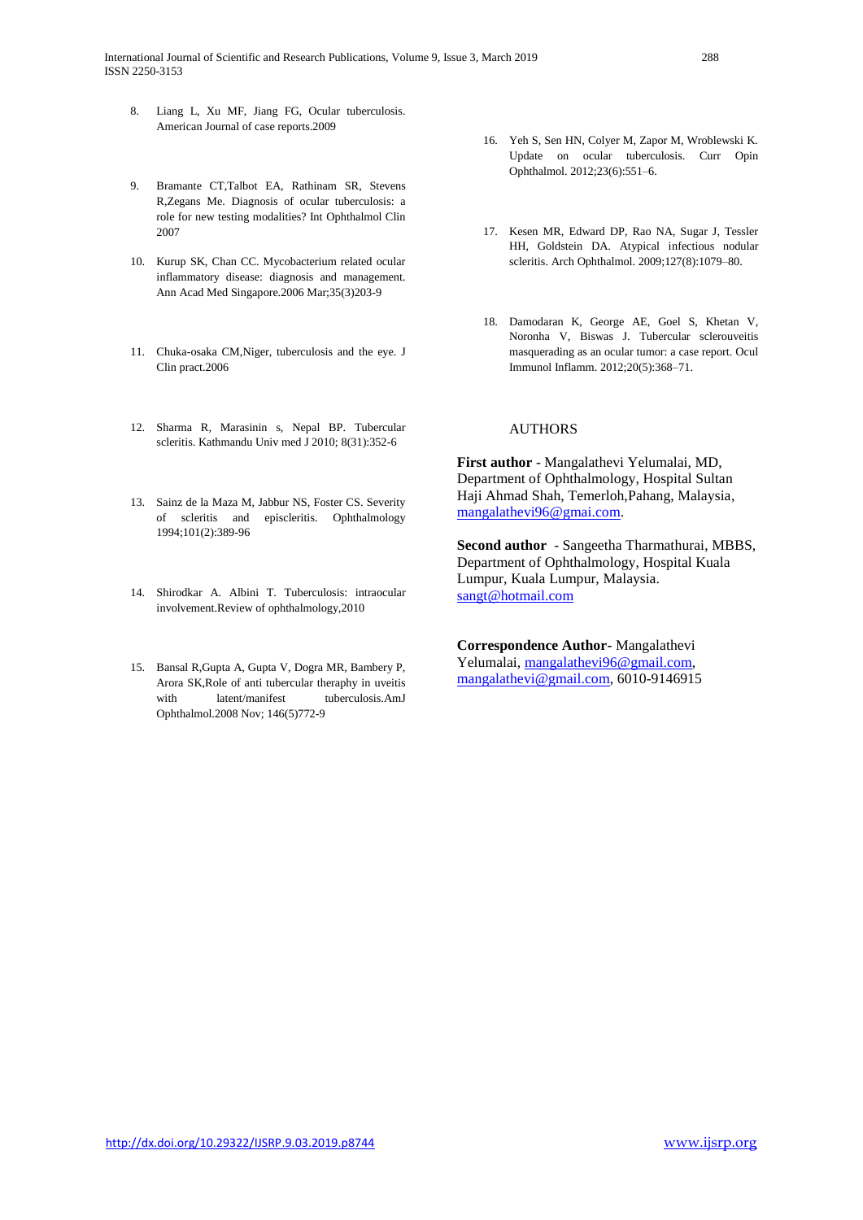8. Liang L, Xu MF, Jiang FG, Ocular tuberculosis. American Journal of case reports.2009

9. Bramante CT,Talbot EA, Rathinam SR, Stevens R,Zegans Me. Diagnosis of ocular tuberculosis: a role for new testing modalities? Int Ophthalmol Clin 2007

10. Kurup SK, Chan CC. Mycobacterium related ocular inflammatory disease: diagnosis and management. Ann Acad Med Singapore.2006 Mar;35(3)203-9

11. Chuka-osaka CM,Niger, tuberculosis and the eye. J Clin pract.2006

12. Sharma R, Marasinin s, Nepal BP. Tubercular scleritis. Kathmandu Univ med J 2010; 8(31):352-6

13. Sainz de la Maza M, Jabbur NS, Foster CS. Severity of scleritis and episcleritis. Ophthalmology 1994;101(2):389-96

14. Shirodkar A. Albini T. Tuberculosis: intraocular involvement.Review of ophthalmology,2010

15. Bansal R,Gupta A, Gupta V, Dogra MR, Bambery P, Arora SK,Role of anti tubercular theraphy in uveitis with latent/manifest tuberculosis.AmJ Ophthalmol.2008 Nov; 146(5)772-9

16. Yeh S, Sen HN, Colyer M, Zapor M, Wroblewski K. Update on ocular tuberculosis. Curr Opin Ophthalmol. 2012;23(6):551–6.

17. Kesen MR, Edward DP, Rao NA, Sugar J, Tessler HH, Goldstein DA. Atypical infectious nodular scleritis. Arch Ophthalmol. 2009;127(8):1079–80.

18. Damodaran K, George AE, Goel S, Khetan V, Noronha V, Biswas J. Tubercular sclerouveitis masquerading as an ocular tumor: a case report. Ocul Immunol Inflamm. 2012;20(5):368–71.

## AUTHORS

**First author** - Mangalathevi Yelumalai, MD, Department of Ophthalmology, Hospital Sultan Haji Ahmad Shah, Temerloh,Pahang, Malaysia, mangalathevi96@gmai.com.

**Second author** - Sangeetha Tharmathurai, MBBS, Department of Ophthalmology, Hospital Kuala Lumpur, Kuala Lumpur, Malaysia. sangt@hotmail.com

**Correspondence Author-** Mangalathevi Yelumalai, mangalathevi96@gmail.com, mangalathevi@gmail.com, 6010-9146915